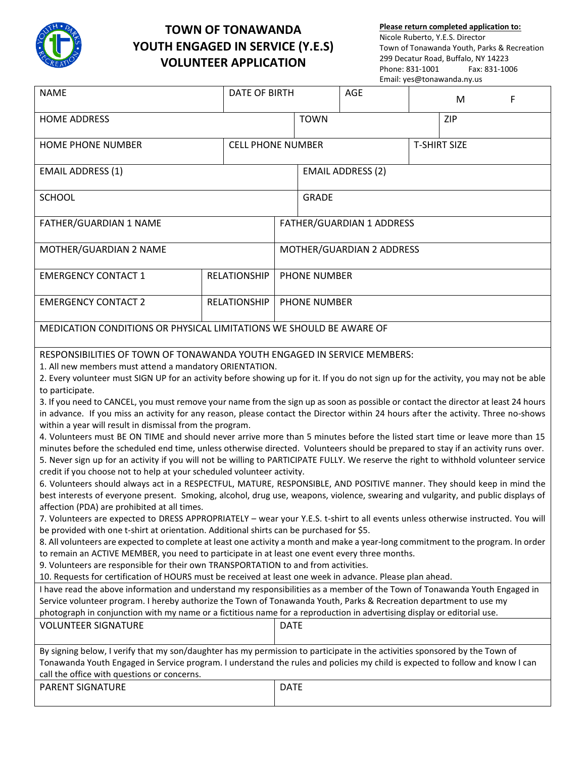# TOWN OF TONAWANDA
# YOUTH ENGAGED IN SERVICE (Y.E.S)
# VOLUNTEER APPLICATION

**Please return completed application to:**
Nicole Ruberto, Y.E.S. Director
Town of Tonawanda Youth, Parks & Recreation
299 Decatur Road, Buffalo, NY 14223
Phone: 831-1001 Fax: 831-1006
Email: yes@tonawanda.ny.us

| NAME | DATE OF BIRTH | AGE | M F |
|---|---|---|---|
| HOME ADDRESS | TOWN | ZIP | |
| HOME PHONE NUMBER | CELL PHONE NUMBER | T-SHIRT SIZE | |
| EMAIL ADDRESS (1) | EMAIL ADDRESS (2) | | |
| SCHOOL | GRADE | | |
| FATHER/GUARDIAN 1 NAME | FATHER/GUARDIAN 1 ADDRESS | | |
| MOTHER/GUARDIAN 2 NAME | MOTHER/GUARDIAN 2 ADDRESS | | |
| EMERGENCY CONTACT 1 | RELATIONSHIP | PHONE NUMBER | |
| EMERGENCY CONTACT 2 | RELATIONSHIP | PHONE NUMBER | |
| MEDICATION CONDITIONS OR PHYSICAL LIMITATIONS WE SHOULD BE AWARE OF | | | |

RESPONSIBILITIES OF TOWN OF TONAWANDA YOUTH ENGAGED IN SERVICE MEMBERS:

1. All new members must attend a mandatory ORIENTATION.
2. Every volunteer must SIGN UP for an activity before showing up for it. If you do not sign up for the activity, you may not be able to participate.
3. If you need to CANCEL, you must remove your name from the sign up as soon as possible or contact the director at least 24 hours in advance. If you miss an activity for any reason, please contact the Director within 24 hours after the activity. Three no-shows within a year will result in dismissal from the program.
4. Volunteers must BE ON TIME and should never arrive more than 5 minutes before the listed start time or leave more than 15 minutes before the scheduled end time, unless otherwise directed. Volunteers should be prepared to stay if an activity runs over.
5. Never sign up for an activity if you will not be willing to PARTICIPATE FULLY. We reserve the right to withhold volunteer service credit if you choose not to help at your scheduled volunteer activity.
6. Volunteers should always act in a RESPECTFUL, MATURE, RESPONSIBLE, AND POSITIVE manner. They should keep in mind the best interests of everyone present. Smoking, alcohol, drug use, weapons, violence, swearing and vulgarity, and public displays of affection (PDA) are prohibited at all times.
7. Volunteers are expected to DRESS APPROPRIATELY – wear your Y.E.S. t-shirt to all events unless otherwise instructed. You will be provided with one t-shirt at orientation. Additional shirts can be purchased for $5.
8. All volunteers are expected to complete at least one activity a month and make a year-long commitment to the program. In order to remain an ACTIVE MEMBER, you need to participate in at least one event every three months.
9. Volunteers are responsible for their own TRANSPORTATION to and from activities.
10. Requests for certification of HOURS must be received at least one week in advance. Please plan ahead.

I have read the above information and understand my responsibilities as a member of the Town of Tonawanda Youth Engaged in Service volunteer program. I hereby authorize the Town of Tonawanda Youth, Parks & Recreation department to use my photograph in conjunction with my name or a fictitious name for a reproduction in advertising display or editorial use.

| VOLUNTEER SIGNATURE | DATE |
|---|---|

By signing below, I verify that my son/daughter has my permission to participate in the activities sponsored by the Town of Tonawanda Youth Engaged in Service program. I understand the rules and policies my child is expected to follow and know I can call the office with questions or concerns.

| PARENT SIGNATURE | DATE |
|---|---|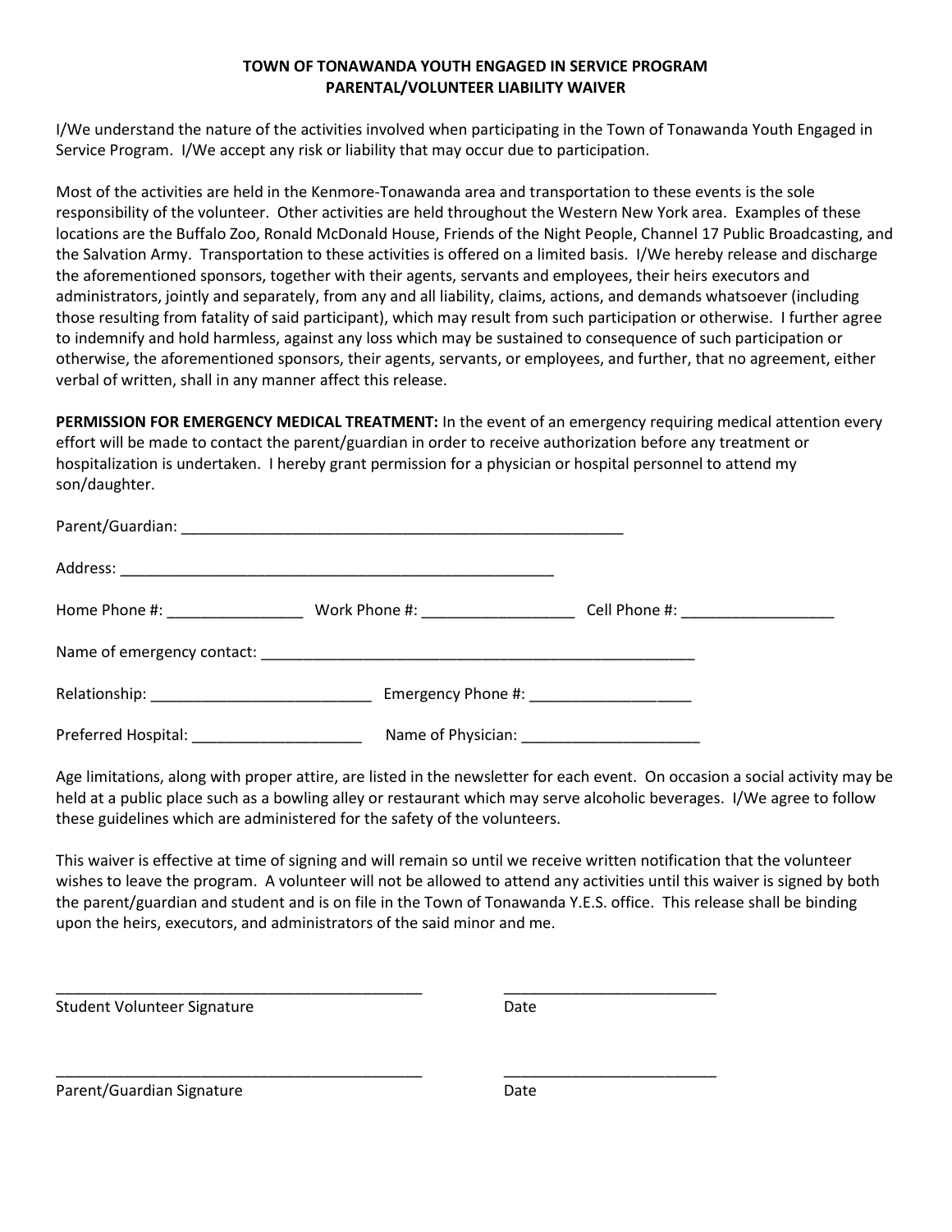**TOWN OF TONAWANDA YOUTH ENGAGED IN SERVICE PROGRAM**
**PARENTAL/VOLUNTEER LIABILITY WAIVER**

I/We understand the nature of the activities involved when participating in the Town of Tonawanda Youth Engaged in Service Program. I/We accept any risk or liability that may occur due to participation.

Most of the activities are held in the Kenmore-Tonawanda area and transportation to these events is the sole responsibility of the volunteer. Other activities are held throughout the Western New York area. Examples of these locations are the Buffalo Zoo, Ronald McDonald House, Friends of the Night People, Channel 17 Public Broadcasting, and the Salvation Army. Transportation to these activities is offered on a limited basis. I/We hereby release and discharge the aforementioned sponsors, together with their agents, servants and employees, their heirs executors and administrators, jointly and separately, from any and all liability, claims, actions, and demands whatsoever (including those resulting from fatality of said participant), which may result from such participation or otherwise. I further agree to indemnify and hold harmless, against any loss which may be sustained to consequence of such participation or otherwise, the aforementioned sponsors, their agents, servants, or employees, and further, that no agreement, either verbal of written, shall in any manner affect this release.

**PERMISSION FOR EMERGENCY MEDICAL TREATMENT:** In the event of an emergency requiring medical attention every effort will be made to contact the parent/guardian in order to receive authorization before any treatment or hospitalization is undertaken. I hereby grant permission for a physician or hospital personnel to attend my son/daughter.

Parent/Guardian: ______________________________________________________

Address: ______________________________________________________

Home Phone #: ________________ Work Phone #: __________________ Cell Phone #: __________________

Name of emergency contact: ______________________________________________________

Relationship: __________________________ Emergency Phone #: ___________________

Preferred Hospital: ____________________ Name of Physician: _____________________

Age limitations, along with proper attire, are listed in the newsletter for each event. On occasion a social activity may be held at a public place such as a bowling alley or restaurant which may serve alcoholic beverages. I/We agree to follow these guidelines which are administered for the safety of the volunteers.

This waiver is effective at time of signing and will remain so until we receive written notification that the volunteer wishes to leave the program. A volunteer will not be allowed to attend any activities until this waiver is signed by both the parent/guardian and student and is on file in the Town of Tonawanda Y.E.S. office. This release shall be binding upon the heirs, executors, and administrators of the said minor and me.

_____________________________________________ _________________________
Student Volunteer Signature Date

_____________________________________________ _________________________
Parent/Guardian Signature Date